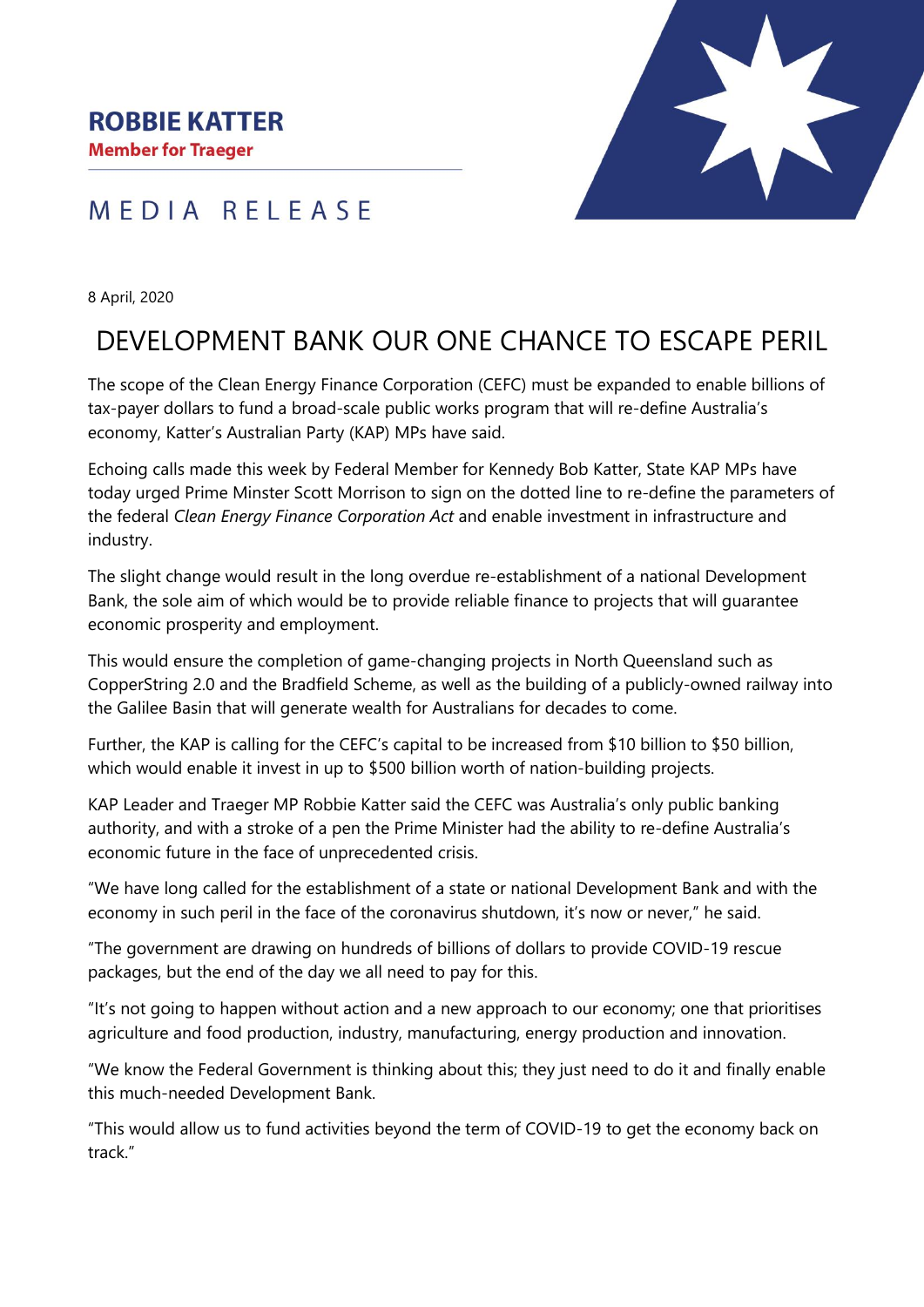**ROBBIE KATTER**
**Member for Traeger**

MEDIA RELEASE

8 April, 2020

# DEVELOPMENT BANK OUR ONE CHANCE TO ESCAPE PERIL

The scope of the Clean Energy Finance Corporation (CEFC) must be expanded to enable billions of tax-payer dollars to fund a broad-scale public works program that will re-define Australia's economy, Katter's Australian Party (KAP) MPs have said.

Echoing calls made this week by Federal Member for Kennedy Bob Katter, State KAP MPs have today urged Prime Minster Scott Morrison to sign on the dotted line to re-define the parameters of the federal *Clean Energy Finance Corporation Act* and enable investment in infrastructure and industry.

The slight change would result in the long overdue re-establishment of a national Development Bank, the sole aim of which would be to provide reliable finance to projects that will guarantee economic prosperity and employment.

This would ensure the completion of game-changing projects in North Queensland such as CopperString 2.0 and the Bradfield Scheme, as well as the building of a publicly-owned railway into the Galilee Basin that will generate wealth for Australians for decades to come.

Further, the KAP is calling for the CEFC's capital to be increased from $10 billion to $50 billion, which would enable it invest in up to $500 billion worth of nation-building projects.

KAP Leader and Traeger MP Robbie Katter said the CEFC was Australia's only public banking authority, and with a stroke of a pen the Prime Minister had the ability to re-define Australia's economic future in the face of unprecedented crisis.

"We have long called for the establishment of a state or national Development Bank and with the economy in such peril in the face of the coronavirus shutdown, it's now or never," he said.

"The government are drawing on hundreds of billions of dollars to provide COVID-19 rescue packages, but the end of the day we all need to pay for this.

"It's not going to happen without action and a new approach to our economy; one that prioritises agriculture and food production, industry, manufacturing, energy production and innovation.

"We know the Federal Government is thinking about this; they just need to do it and finally enable this much-needed Development Bank.

"This would allow us to fund activities beyond the term of COVID-19 to get the economy back on track."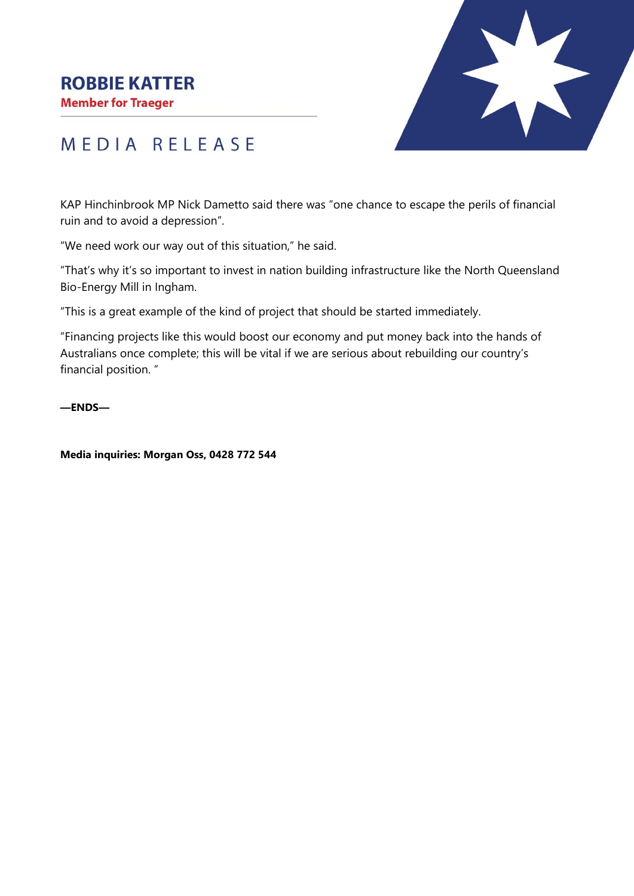## ROBBIE KATTER

**Member for Traeger**

# MEDIA RELEASE

KAP Hinchinbrook MP Nick Dametto said there was "one chance to escape the perils of financial ruin and to avoid a depression".

"We need work our way out of this situation," he said.

"That's why it's so important to invest in nation building infrastructure like the North Queensland Bio-Energy Mill in Ingham.

"This is a great example of the kind of project that should be started immediately.

"Financing projects like this would boost our economy and put money back into the hands of Australians once complete; this will be vital if we are serious about rebuilding our country's financial position. "

**—ENDS—**

**Media inquiries: Morgan Oss, 0428 772 544**